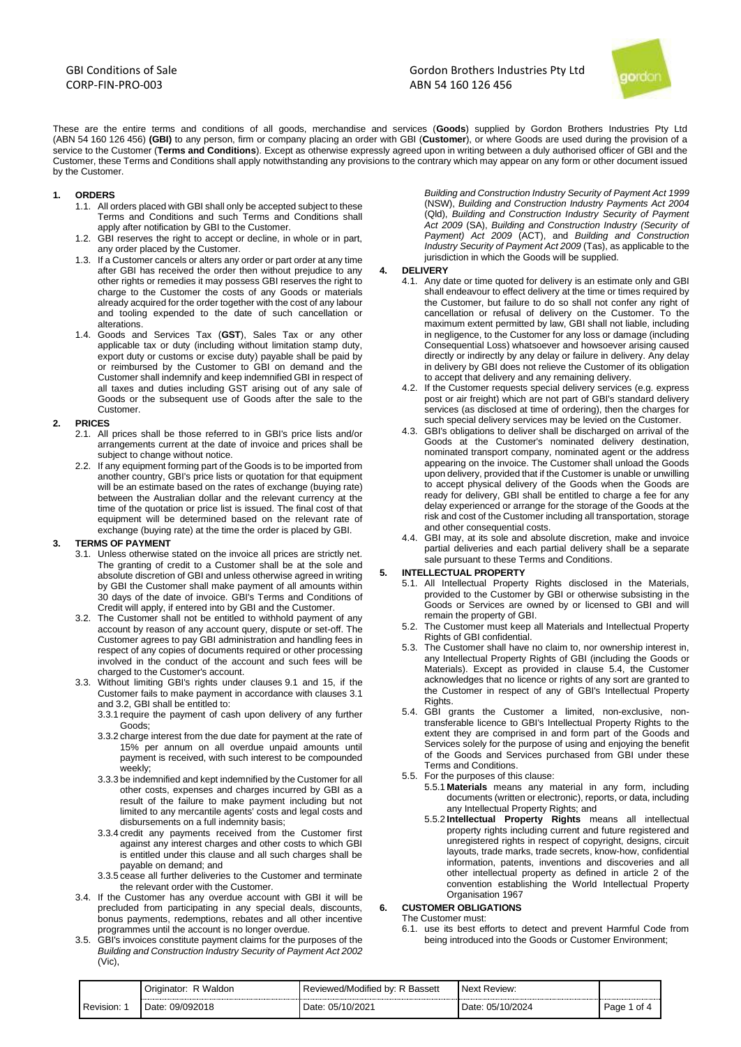These are the entire terms and conditions of all goods, merchandise and services (**Goods**) supplied by Gordon Brothers Industries Pty Ltd (ABN 54 160 126 456) **(GBI)** to any person, firm or company placing an order with GBI (**Customer**), or where Goods are used during the provision of a service to the Customer (**Terms and Conditions**). Except as otherwise expressly agreed upon in writing between a duly authorised officer of GBI and the Customer, these Terms and Conditions shall apply notwithstanding any provisions to the contrary which may appear on any form or other document issued by the Customer.

## 1. ORDERS

1.1. All orders placed with GBI shall only be accepted subject to these Terms and Conditions and such Terms and Conditions shall apply after notification by GBI to the Customer.

1.2. GBI reserves the right to accept or decline, in whole or in part, any order placed by the Customer.

1.3. If a Customer cancels or alters any order or part order at any time after GBI has received the order then without prejudice to any other rights or remedies it may possess GBI reserves the right to charge to the Customer the costs of any Goods or materials already acquired for the order together with the cost of any labour and tooling expended to the date of such cancellation or alterations.

1.4. Goods and Services Tax (**GST**), Sales Tax or any other applicable tax or duty (including without limitation stamp duty, export duty or customs or excise duty) payable shall be paid by or reimbursed by the Customer to GBI on demand and the Customer shall indemnify and keep indemnified GBI in respect of all taxes and duties including GST arising out of any sale of Goods or the subsequent use of Goods after the sale to the Customer.

## 2. PRICES

2.1. All prices shall be those referred to in GBI's price lists and/or arrangements current at the date of invoice and prices shall be subject to change without notice.

2.2. If any equipment forming part of the Goods is to be imported from another country, GBI's price lists or quotation for that equipment will be an estimate based on the rates of exchange (buying rate) between the Australian dollar and the relevant currency at the time of the quotation or price list is issued. The final cost of that equipment will be determined based on the relevant rate of exchange (buying rate) at the time the order is placed by GBI.

## 3. TERMS OF PAYMENT

3.1. Unless otherwise stated on the invoice all prices are strictly net. The granting of credit to a Customer shall be at the sole and absolute discretion of GBI and unless otherwise agreed in writing by GBI the Customer shall make payment of all amounts within 30 days of the date of invoice. GBI's Terms and Conditions of Credit will apply, if entered into by GBI and the Customer.

3.2. The Customer shall not be entitled to withhold payment of any account by reason of any account query, dispute or set-off. The Customer agrees to pay GBI administration and handling fees in respect of any copies of documents required or other processing involved in the conduct of the account and such fees will be charged to the Customer's account.

3.3. Without limiting GBI's rights under clauses 9.1 and 15, if the Customer fails to make payment in accordance with clauses 3.1 and 3.2, GBI shall be entitled to:

3.3.1 require the payment of cash upon delivery of any further Goods;

3.3.2 charge interest from the due date for payment at the rate of 15% per annum on all overdue unpaid amounts until payment is received, with such interest to be compounded weekly;

3.3.3 be indemnified and kept indemnified by the Customer for all other costs, expenses and charges incurred by GBI as a result of the failure to make payment including but not limited to any mercantile agents' costs and legal costs and disbursements on a full indemnity basis;

3.3.4 credit any payments received from the Customer first against any interest charges and other costs to which GBI is entitled under this clause and all such charges shall be payable on demand; and

3.3.5 cease all further deliveries to the Customer and terminate the relevant order with the Customer.

3.4. If the Customer has any overdue account with GBI it will be precluded from participating in any special deals, discounts, bonus payments, redemptions, rebates and all other incentive programmes until the account is no longer overdue.

3.5. GBI's invoices constitute payment claims for the purposes of the *Building and Construction Industry Security of Payment Act 2002* (Vic), *Building and Construction Industry Security of Payment Act 1999* (NSW), *Building and Construction Industry Payments Act 2004* (Qld), *Building and Construction Industry Security of Payment Act 2009* (SA), *Building and Construction Industry (Security of Payment) Act 2009* (ACT), and *Building and Construction Industry Security of Payment Act 2009* (Tas), as applicable to the jurisdiction in which the Goods will be supplied.

## 4. DELIVERY

4.1. Any date or time quoted for delivery is an estimate only and GBI shall endeavour to effect delivery at the time or times required by the Customer, but failure to do so shall not confer any right of cancellation or refusal of delivery on the Customer. To the maximum extent permitted by law, GBI shall not liable, including in negligence, to the Customer for any loss or damage (including Consequential Loss) whatsoever and howsoever arising caused directly or indirectly by any delay or failure in delivery. Any delay in delivery by GBI does not relieve the Customer of its obligation to accept that delivery and any remaining delivery.

4.2. If the Customer requests special delivery services (e.g. express post or air freight) which are not part of GBI's standard delivery services (as disclosed at time of ordering), then the charges for such special delivery services may be levied on the Customer.

4.3. GBI's obligations to deliver shall be discharged on arrival of the Goods at the Customer's nominated delivery destination, nominated transport company, nominated agent or the address appearing on the invoice. The Customer shall unload the Goods upon delivery, provided that if the Customer is unable or unwilling to accept physical delivery of the Goods when the Goods are ready for delivery, GBI shall be entitled to charge a fee for any delay experienced or arrange for the storage of the Goods at the risk and cost of the Customer including all transportation, storage and other consequential costs.

4.4. GBI may, at its sole and absolute discretion, make and invoice partial deliveries and each partial delivery shall be a separate sale pursuant to these Terms and Conditions.

## 5. INTELLECTUAL PROPERTY

5.1. All Intellectual Property Rights disclosed in the Materials, provided to the Customer by GBI or otherwise subsisting in the Goods or Services are owned by or licensed to GBI and will remain the property of GBI.

5.2. The Customer must keep all Materials and Intellectual Property Rights of GBI confidential.

5.3. The Customer shall have no claim to, nor ownership interest in, any Intellectual Property Rights of GBI (including the Goods or Materials). Except as provided in clause 5.4, the Customer acknowledges that no licence or rights of any sort are granted to the Customer in respect of any of GBI's Intellectual Property Rights.

5.4. GBI grants the Customer a limited, non-exclusive, non-transferable licence to GBI's Intellectual Property Rights to the extent they are comprised in and form part of the Goods and Services solely for the purpose of using and enjoying the benefit of the Goods and Services purchased from GBI under these Terms and Conditions.

5.5. For the purposes of this clause:

5.5.1 **Materials** means any material in any form, including documents (written or electronic), reports, or data, including any Intellectual Property Rights; and

5.5.2 **Intellectual Property Rights** means all intellectual property rights including current and future registered and unregistered rights in respect of copyright, designs, circuit layouts, trade marks, trade secrets, know-how, confidential information, patents, inventions and discoveries and all other intellectual property as defined in article 2 of the convention establishing the World Intellectual Property Organisation 1967

## 6. CUSTOMER OBLIGATIONS

The Customer must:

6.1. use its best efforts to detect and prevent Harmful Code from being introduced into the Goods or Customer Environment;

| | Originator: R Waldon | Reviewed/Modified by: R Bassett | Next Review: | |
|---|---|---|---|---|
| Revision: 1 | Date: 09/092018 | Date: 05/10/2021 | Date: 05/10/2024 | Page 1 of 4 |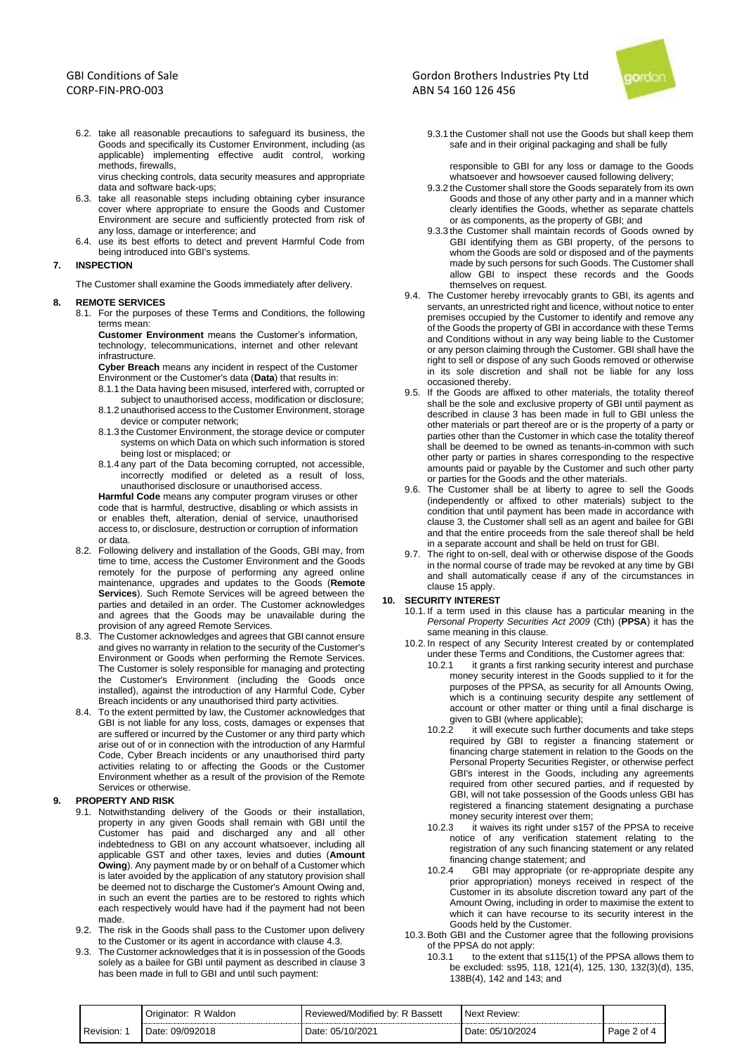6.2. take all reasonable precautions to safeguard its business, the Goods and specifically its Customer Environment, including (as applicable) implementing effective audit control, working methods, firewalls, virus checking controls, data security measures and appropriate data and software back-ups;

6.3. take all reasonable steps including obtaining cyber insurance cover where appropriate to ensure the Goods and Customer Environment are secure and sufficiently protected from risk of any loss, damage or interference; and

6.4. use its best efforts to detect and prevent Harmful Code from being introduced into GBI's systems.

## 7. INSPECTION

The Customer shall examine the Goods immediately after delivery.

## 8. REMOTE SERVICES

8.1. For the purposes of these Terms and Conditions, the following terms mean:

**Customer Environment** means the Customer's information, technology, telecommunications, internet and other relevant infrastructure.

**Cyber Breach** means any incident in respect of the Customer Environment or the Customer's data (**Data**) that results in:

8.1.1 the Data having been misused, interfered with, corrupted or subject to unauthorised access, modification or disclosure;

8.1.2 unauthorised access to the Customer Environment, storage device or computer network;

8.1.3 the Customer Environment, the storage device or computer systems on which Data on which such information is stored being lost or misplaced; or

8.1.4 any part of the Data becoming corrupted, not accessible, incorrectly modified or deleted as a result of loss, unauthorised disclosure or unauthorised access.

**Harmful Code** means any computer program viruses or other code that is harmful, destructive, disabling or which assists in or enables theft, alteration, denial of service, unauthorised access to, or disclosure, destruction or corruption of information or data.

8.2. Following delivery and installation of the Goods, GBI may, from time to time, access the Customer Environment and the Goods remotely for the purpose of performing any agreed online maintenance, upgrades and updates to the Goods (**Remote Services**). Such Remote Services will be agreed between the parties and detailed in an order. The Customer acknowledges and agrees that the Goods may be unavailable during the provision of any agreed Remote Services.

8.3. The Customer acknowledges and agrees that GBI cannot ensure and gives no warranty in relation to the security of the Customer's Environment or Goods when performing the Remote Services. The Customer is solely responsible for managing and protecting the Customer's Environment (including the Goods once installed), against the introduction of any Harmful Code, Cyber Breach incidents or any unauthorised third party activities.

8.4. To the extent permitted by law, the Customer acknowledges that GBI is not liable for any loss, costs, damages or expenses that are suffered or incurred by the Customer or any third party which arise out of or in connection with the introduction of any Harmful Code, Cyber Breach incidents or any unauthorised third party activities relating to or affecting the Goods or the Customer Environment whether as a result of the provision of the Remote Services or otherwise.

## 9. PROPERTY AND RISK

9.1. Notwithstanding delivery of the Goods or their installation, property in any given Goods shall remain with GBI until the Customer has paid and discharged any and all other indebtedness to GBI on any account whatsoever, including all applicable GST and other taxes, levies and duties (**Amount Owing**). Any payment made by or on behalf of a Customer which is later avoided by the application of any statutory provision shall be deemed not to discharge the Customer's Amount Owing and, in such an event the parties are to be restored to rights which each respectively would have had if the payment had not been made.

9.2. The risk in the Goods shall pass to the Customer upon delivery to the Customer or its agent in accordance with clause 4.3.

9.3. The Customer acknowledges that it is in possession of the Goods solely as a bailee for GBI until payment as described in clause 3 has been made in full to GBI and until such payment:

9.3.1 the Customer shall not use the Goods but shall keep them safe and in their original packaging and shall be fully responsible to GBI for any loss or damage to the Goods whatsoever and howsoever caused following delivery;

9.3.2 the Customer shall store the Goods separately from its own Goods and those of any other party and in a manner which clearly identifies the Goods, whether as separate chattels or as components, as the property of GBI; and

9.3.3 the Customer shall maintain records of Goods owned by GBI identifying them as GBI property, of the persons to whom the Goods are sold or disposed and of the payments made by such persons for such Goods. The Customer shall allow GBI to inspect these records and the Goods themselves on request.

9.4. The Customer hereby irrevocably grants to GBI, its agents and servants, an unrestricted right and licence, without notice to enter premises occupied by the Customer to identify and remove any of the Goods the property of GBI in accordance with these Terms and Conditions without in any way being liable to the Customer or any person claiming through the Customer. GBI shall have the right to sell or dispose of any such Goods removed or otherwise in its sole discretion and shall not be liable for any loss occasioned thereby.

9.5. If the Goods are affixed to other materials, the totality thereof shall be the sole and exclusive property of GBI until payment as described in clause 3 has been made in full to GBI unless the other materials or part thereof are or is the property of a party or parties other than the Customer in which case the totality thereof shall be deemed to be owned as tenants-in-common with such other party or parties in shares corresponding to the respective amounts paid or payable by the Customer and such other party or parties for the Goods and the other materials.

9.6. The Customer shall be at liberty to agree to sell the Goods (independently or affixed to other materials) subject to the condition that until payment has been made in accordance with clause 3, the Customer shall sell as an agent and bailee for GBI and that the entire proceeds from the sale thereof shall be held in a separate account and shall be held on trust for GBI.

9.7. The right to on-sell, deal with or otherwise dispose of the Goods in the normal course of trade may be revoked at any time by GBI and shall automatically cease if any of the circumstances in clause 15 apply.

## 10. SECURITY INTEREST

10.1. If a term used in this clause has a particular meaning in the *Personal Property Securities Act 2009* (Cth) (**PPSA**) it has the same meaning in this clause.

10.2. In respect of any Security Interest created by or contemplated under these Terms and Conditions, the Customer agrees that:

10.2.1 it grants a first ranking security interest and purchase money security interest in the Goods supplied to it for the purposes of the PPSA, as security for all Amounts Owing, which is a continuing security despite any settlement of account or other matter or thing until a final discharge is given to GBI (where applicable);

10.2.2 it will execute such further documents and take steps required by GBI to register a financing statement or financing charge statement in relation to the Goods on the Personal Property Securities Register, or otherwise perfect GBI's interest in the Goods, including any agreements required from other secured parties, and if requested by GBI, will not take possession of the Goods unless GBI has registered a financing statement designating a purchase money security interest over them;

10.2.3 it waives its right under s157 of the PPSA to receive notice of any verification statement relating to the registration of any such financing statement or any related financing change statement; and

10.2.4 GBI may appropriate (or re-appropriate despite any prior appropriation) moneys received in respect of the Customer in its absolute discretion toward any part of the Amount Owing, including in order to maximise the extent to which it can have recourse to its security interest in the Goods held by the Customer.

10.3. Both GBI and the Customer agree that the following provisions of the PPSA do not apply:

10.3.1 to the extent that s115(1) of the PPSA allows them to be excluded: ss95, 118, 121(4), 125, 130, 132(3)(d), 135, 138B(4), 142 and 143; and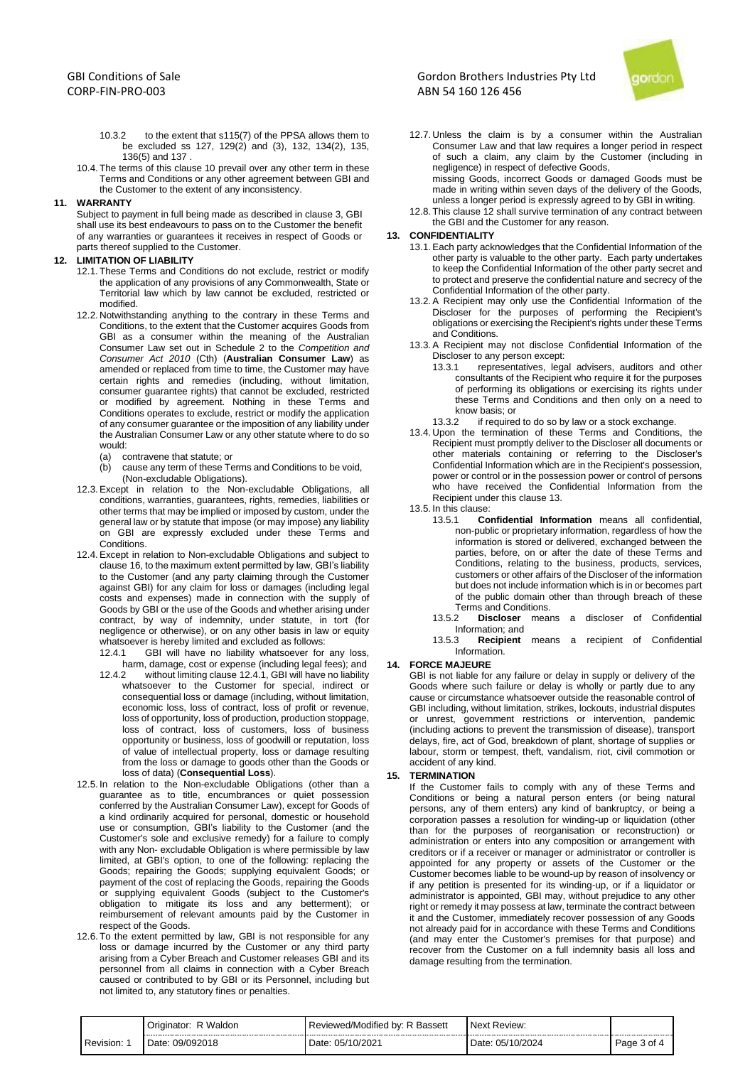10.3.2 to the extent that s115(7) of the PPSA allows them to be excluded ss 127, 129(2) and (3), 132, 134(2), 135, 136(5) and 137 .

10.4. The terms of this clause 10 prevail over any other term in these Terms and Conditions or any other agreement between GBI and the Customer to the extent of any inconsistency.

## 11. WARRANTY

Subject to payment in full being made as described in clause 3, GBI shall use its best endeavours to pass on to the Customer the benefit of any warranties or guarantees it receives in respect of Goods or parts thereof supplied to the Customer.

## 12. LIMITATION OF LIABILITY

12.1. These Terms and Conditions do not exclude, restrict or modify the application of any provisions of any Commonwealth, State or Territorial law which by law cannot be excluded, restricted or modified.

12.2. Notwithstanding anything to the contrary in these Terms and Conditions, to the extent that the Customer acquires Goods from GBI as a consumer within the meaning of the Australian Consumer Law set out in Schedule 2 to the *Competition and Consumer Act 2010* (Cth) (**Australian Consumer Law**) as amended or replaced from time to time, the Customer may have certain rights and remedies (including, without limitation, consumer guarantee rights) that cannot be excluded, restricted or modified by agreement. Nothing in these Terms and Conditions operates to exclude, restrict or modify the application of any consumer guarantee or the imposition of any liability under the Australian Consumer Law or any other statute where to do so would:

(a) contravene that statute; or

(b) cause any term of these Terms and Conditions to be void,

(Non-excludable Obligations).

12.3. Except in relation to the Non-excludable Obligations, all conditions, warranties, guarantees, rights, remedies, liabilities or other terms that may be implied or imposed by custom, under the general law or by statute that impose (or may impose) any liability on GBI are expressly excluded under these Terms and Conditions.

12.4. Except in relation to Non-excludable Obligations and subject to clause 16, to the maximum extent permitted by law, GBI's liability to the Customer (and any party claiming through the Customer against GBI) for any claim for loss or damages (including legal costs and expenses) made in connection with the supply of Goods by GBI or the use of the Goods and whether arising under contract, by way of indemnity, under statute, in tort (for negligence or otherwise), or on any other basis in law or equity whatsoever is hereby limited and excluded as follows:

12.4.1 GBI will have no liability whatsoever for any loss, harm, damage, cost or expense (including legal fees); and

12.4.2 without limiting clause 12.4.1, GBI will have no liability whatsoever to the Customer for special, indirect or consequential loss or damage (including, without limitation, economic loss, loss of contract, loss of profit or revenue, loss of opportunity, loss of production, production stoppage, loss of contract, loss of customers, loss of business opportunity or business, loss of goodwill or reputation, loss of value of intellectual property, loss or damage resulting from the loss or damage to goods other than the Goods or loss of data) (**Consequential Loss**).

12.5. In relation to the Non-excludable Obligations (other than a guarantee as to title, encumbrances or quiet possession conferred by the Australian Consumer Law), except for Goods of a kind ordinarily acquired for personal, domestic or household use or consumption, GBI's liability to the Customer (and the Customer's sole and exclusive remedy) for a failure to comply with any Non- excludable Obligation is where permissible by law limited, at GBI's option, to one of the following: replacing the Goods; repairing the Goods; supplying equivalent Goods; or payment of the cost of replacing the Goods, repairing the Goods or supplying equivalent Goods (subject to the Customer's obligation to mitigate its loss and any betterment); or reimbursement of relevant amounts paid by the Customer in respect of the Goods.

12.6. To the extent permitted by law, GBI is not responsible for any loss or damage incurred by the Customer or any third party arising from a Cyber Breach and Customer releases GBI and its personnel from all claims in connection with a Cyber Breach caused or contributed to by GBI or its Personnel, including but not limited to, any statutory fines or penalties.

12.7. Unless the claim is by a consumer within the Australian Consumer Law and that law requires a longer period in respect of such a claim, any claim by the Customer (including in negligence) in respect of defective Goods,
missing Goods, incorrect Goods or damaged Goods must be made in writing within seven days of the delivery of the Goods, unless a longer period is expressly agreed to by GBI in writing.

12.8. This clause 12 shall survive termination of any contract between the GBI and the Customer for any reason.

## 13. CONFIDENTIALITY

13.1. Each party acknowledges that the Confidential Information of the other party is valuable to the other party. Each party undertakes to keep the Confidential Information of the other party secret and to protect and preserve the confidential nature and secrecy of the Confidential Information of the other party.

13.2. A Recipient may only use the Confidential Information of the Discloser for the purposes of performing the Recipient's obligations or exercising the Recipient's rights under these Terms and Conditions.

13.3. A Recipient may not disclose Confidential Information of the Discloser to any person except:

13.3.1 representatives, legal advisers, auditors and other consultants of the Recipient who require it for the purposes of performing its obligations or exercising its rights under these Terms and Conditions and then only on a need to know basis; or

13.3.2 if required to do so by law or a stock exchange.

13.4. Upon the termination of these Terms and Conditions, the Recipient must promptly deliver to the Discloser all documents or other materials containing or referring to the Discloser's Confidential Information which are in the Recipient's possession, power or control or in the possession power or control of persons who have received the Confidential Information from the Recipient under this clause 13.

13.5. In this clause:

13.5.1 **Confidential Information** means all confidential, non-public or proprietary information, regardless of how the information is stored or delivered, exchanged between the parties, before, on or after the date of these Terms and Conditions, relating to the business, products, services, customers or other affairs of the Discloser of the information but does not include information which is in or becomes part of the public domain other than through breach of these Terms and Conditions.

13.5.2 **Discloser** means a discloser of Confidential Information; and

13.5.3 **Recipient** means a recipient of Confidential Information.

## 14. FORCE MAJEURE

GBI is not liable for any failure or delay in supply or delivery of the Goods where such failure or delay is wholly or partly due to any cause or circumstance whatsoever outside the reasonable control of GBI including, without limitation, strikes, lockouts, industrial disputes or unrest, government restrictions or intervention, pandemic (including actions to prevent the transmission of disease), transport delays, fire, act of God, breakdown of plant, shortage of supplies or labour, storm or tempest, theft, vandalism, riot, civil commotion or accident of any kind.

## 15. TERMINATION

If the Customer fails to comply with any of these Terms and Conditions or being a natural person enters (or being natural persons, any of them enters) any kind of bankruptcy, or being a corporation passes a resolution for winding-up or liquidation (other than for the purposes of reorganisation or reconstruction) or administration or enters into any composition or arrangement with creditors or if a receiver or manager or administrator or controller is appointed for any property or assets of the Customer or the Customer becomes liable to be wound-up by reason of insolvency or if any petition is presented for its winding-up, or if a liquidator or administrator is appointed, GBI may, without prejudice to any other right or remedy it may possess at law, terminate the contract between it and the Customer, immediately recover possession of any Goods not already paid for in accordance with these Terms and Conditions (and may enter the Customer's premises for that purpose) and recover from the Customer on a full indemnity basis all loss and damage resulting from the termination.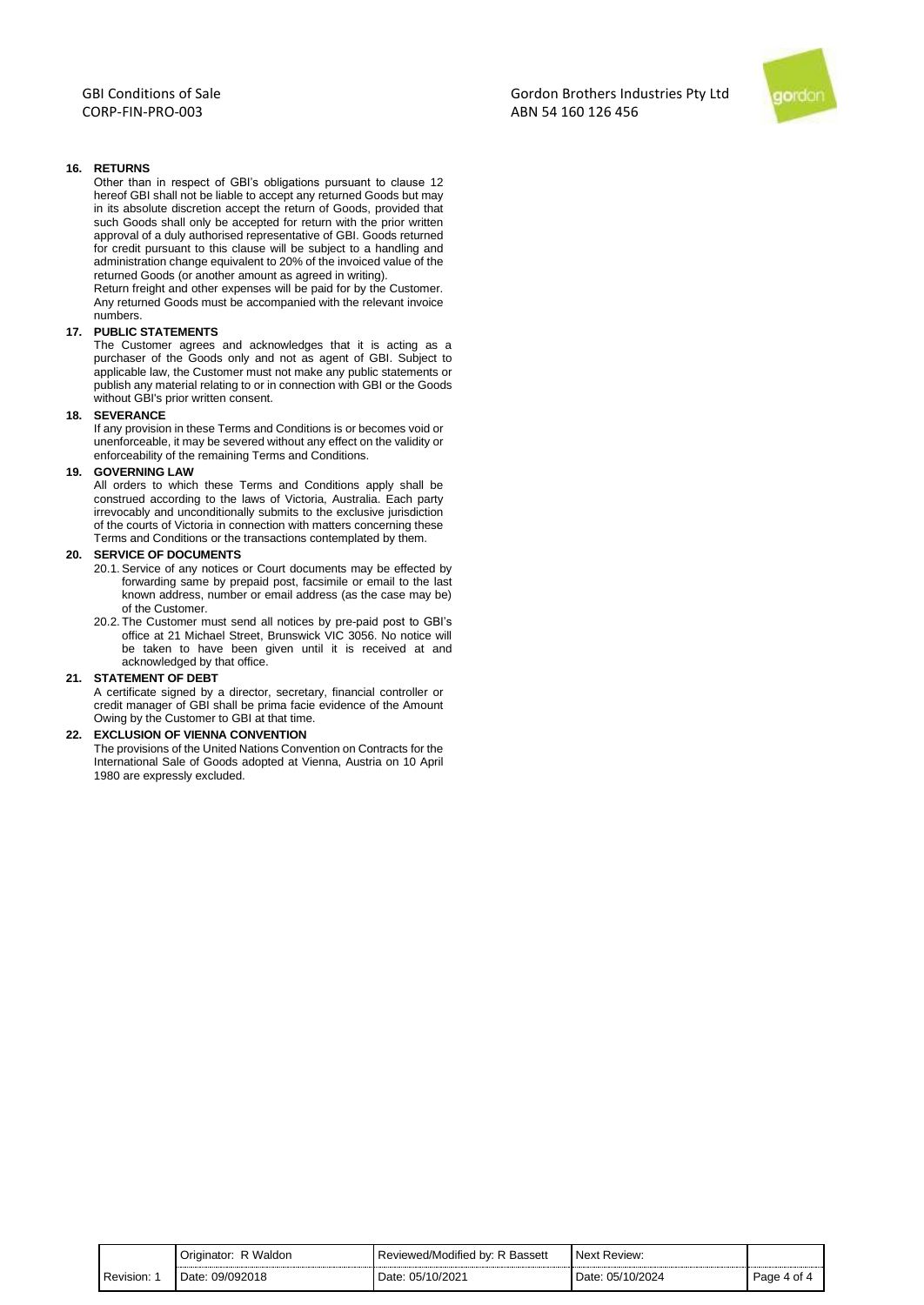**16. RETURNS**

Other than in respect of GBI's obligations pursuant to clause 12 hereof GBI shall not be liable to accept any returned Goods but may in its absolute discretion accept the return of Goods, provided that such Goods shall only be accepted for return with the prior written approval of a duly authorised representative of GBI. Goods returned for credit pursuant to this clause will be subject to a handling and administration change equivalent to 20% of the invoiced value of the returned Goods (or another amount as agreed in writing).

Return freight and other expenses will be paid for by the Customer. Any returned Goods must be accompanied with the relevant invoice numbers.

**17. PUBLIC STATEMENTS**

The Customer agrees and acknowledges that it is acting as a purchaser of the Goods only and not as agent of GBI. Subject to applicable law, the Customer must not make any public statements or publish any material relating to or in connection with GBI or the Goods without GBI's prior written consent.

**18. SEVERANCE**

If any provision in these Terms and Conditions is or becomes void or unenforceable, it may be severed without any effect on the validity or enforceability of the remaining Terms and Conditions.

**19. GOVERNING LAW**

All orders to which these Terms and Conditions apply shall be construed according to the laws of Victoria, Australia. Each party irrevocably and unconditionally submits to the exclusive jurisdiction of the courts of Victoria in connection with matters concerning these Terms and Conditions or the transactions contemplated by them.

**20. SERVICE OF DOCUMENTS**

20.1. Service of any notices or Court documents may be effected by forwarding same by prepaid post, facsimile or email to the last known address, number or email address (as the case may be) of the Customer.

20.2. The Customer must send all notices by pre-paid post to GBI's office at 21 Michael Street, Brunswick VIC 3056. No notice will be taken to have been given until it is received at and acknowledged by that office.

**21. STATEMENT OF DEBT**

A certificate signed by a director, secretary, financial controller or credit manager of GBI shall be prima facie evidence of the Amount Owing by the Customer to GBI at that time.

**22. EXCLUSION OF VIENNA CONVENTION**

The provisions of the United Nations Convention on Contracts for the International Sale of Goods adopted at Vienna, Austria on 10 April 1980 are expressly excluded.